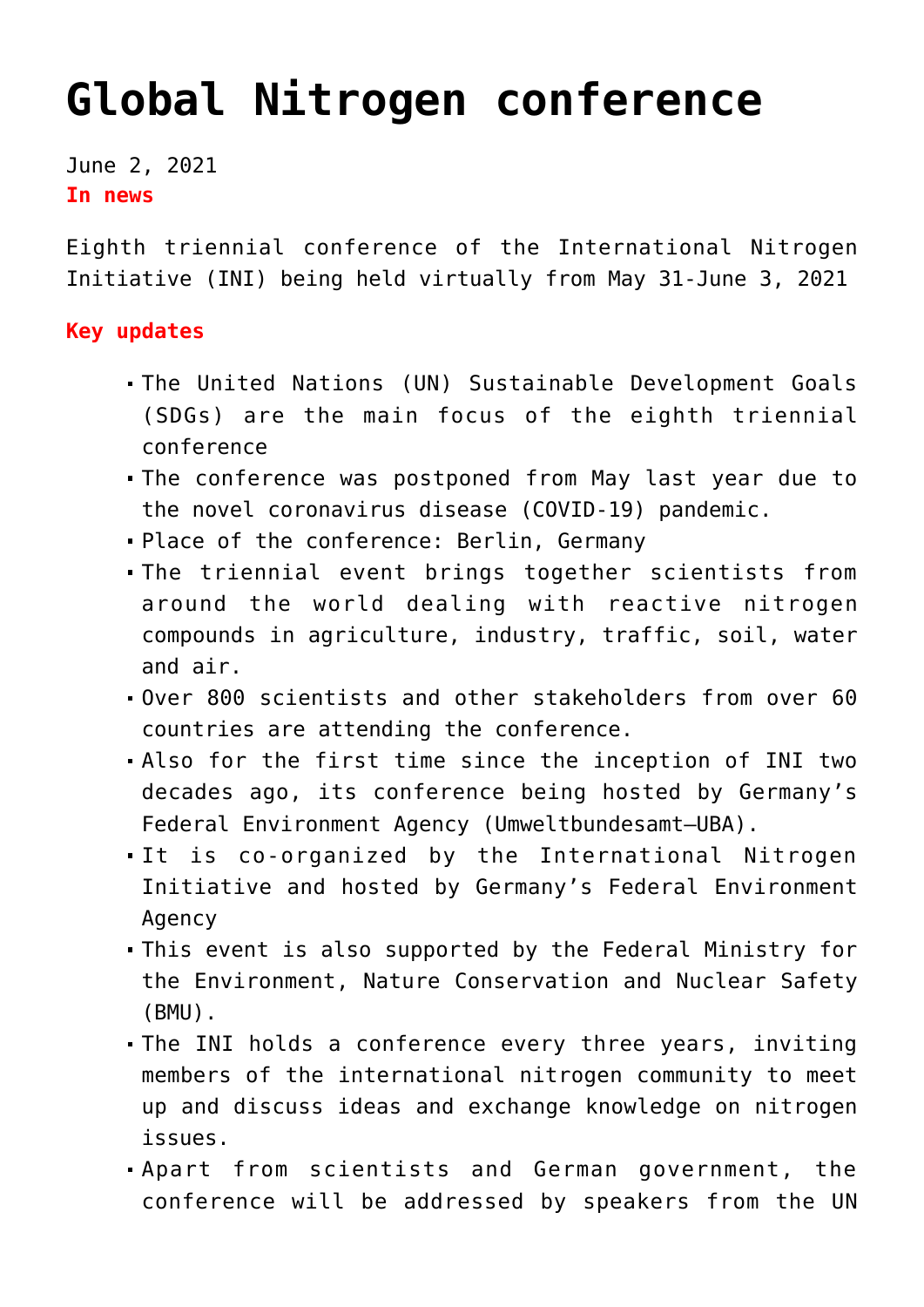# Global Nitrogen conference

June 2, 2021

**In news**

Eighth triennial conference of the International Nitrogen Initiative (INI) being held virtually from May 31-June 3, 2021

**Key updates**

- The United Nations (UN) Sustainable Development Goals (SDGs) are the main focus of the eighth triennial conference
- The conference was postponed from May last year due to the novel coronavirus disease (COVID-19) pandemic.
- Place of the conference: Berlin, Germany
- The triennial event brings together scientists from around the world dealing with reactive nitrogen compounds in agriculture, industry, traffic, soil, water and air.
- Over 800 scientists and other stakeholders from over 60 countries are attending the conference.
- Also for the first time since the inception of INI two decades ago, its conference being hosted by Germany's Federal Environment Agency (Umweltbundesamt—UBA).
- It is co-organized by the International Nitrogen Initiative and hosted by Germany's Federal Environment Agency
- This event is also supported by the Federal Ministry for the Environment, Nature Conservation and Nuclear Safety (BMU).
- The INI holds a conference every three years, inviting members of the international nitrogen community to meet up and discuss ideas and exchange knowledge on nitrogen issues.
- Apart from scientists and German government, the conference will be addressed by speakers from the UN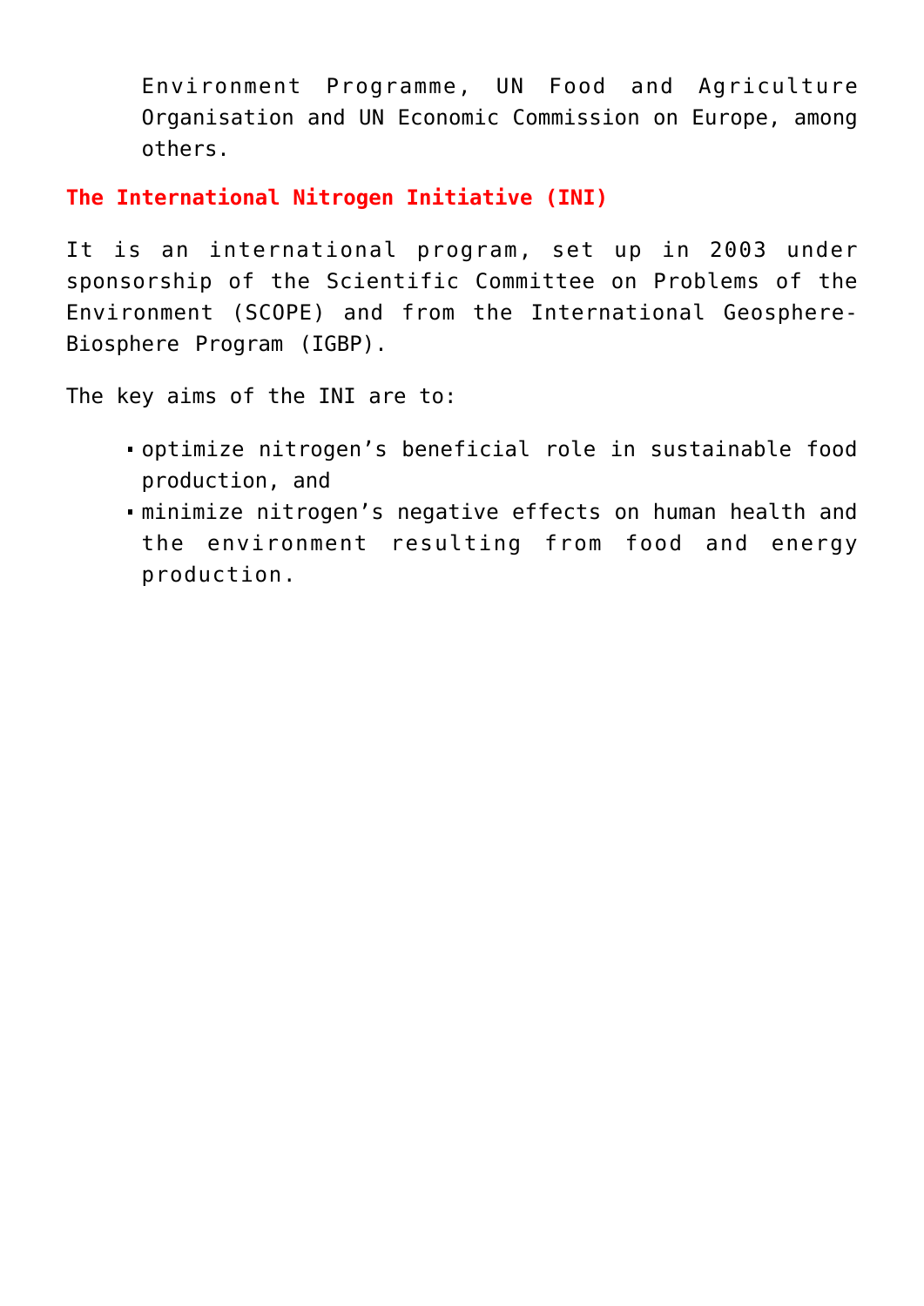Environment Programme, UN Food and Agriculture Organisation and UN Economic Commission on Europe, among others.

**The International Nitrogen Initiative (INI)**

It is an international program, set up in 2003 under sponsorship of the Scientific Committee on Problems of the Environment (SCOPE) and from the International Geosphere-Biosphere Program (IGBP).

The key aims of the INI are to:

- optimize nitrogen's beneficial role in sustainable food production, and
- minimize nitrogen's negative effects on human health and the environment resulting from food and energy production.